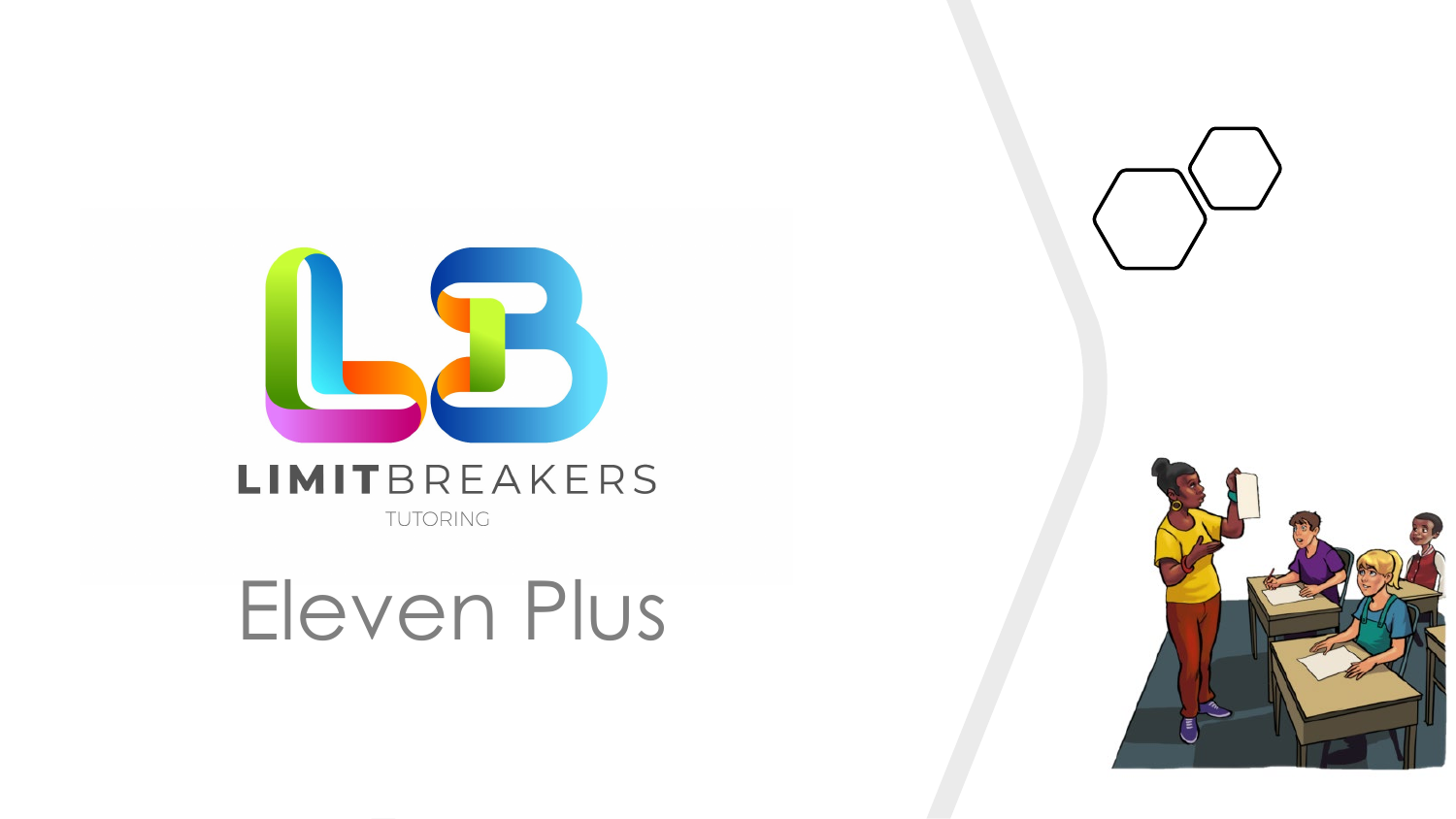LIMITBREAKERS

TUTORING

# Eleven Plus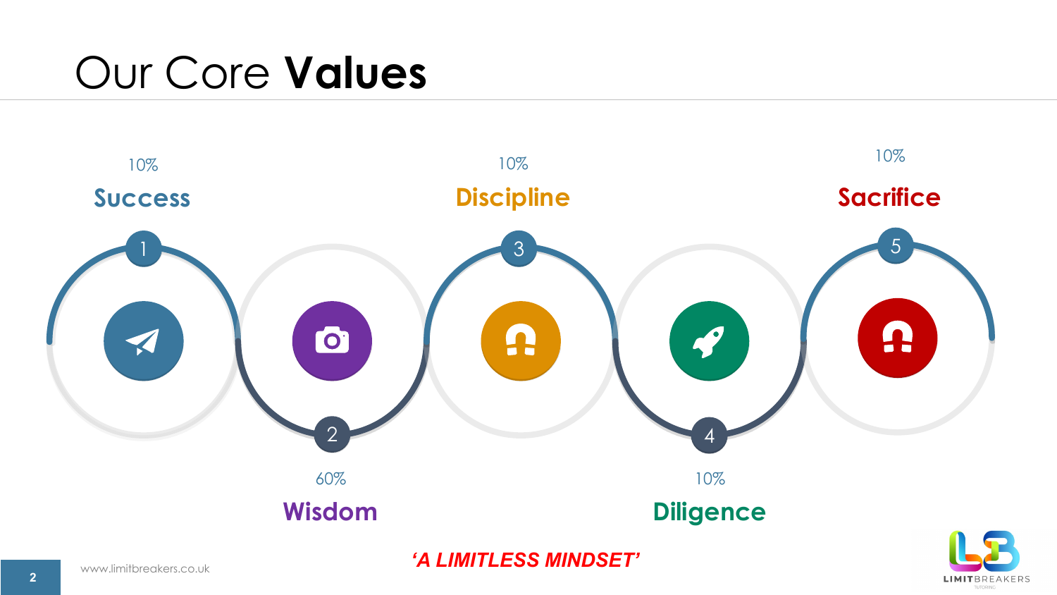# Our Core **Values**

1. 10% **Success**
2. 60% **Wisdom**
3. 10% **Discipline**
4. 10% **Diligence**
5. 10% **Sacrifice**

www.limitbreakers.co.uk

***'A LIMITLESS MINDSET'***

LIMITBREAKERS TUTORING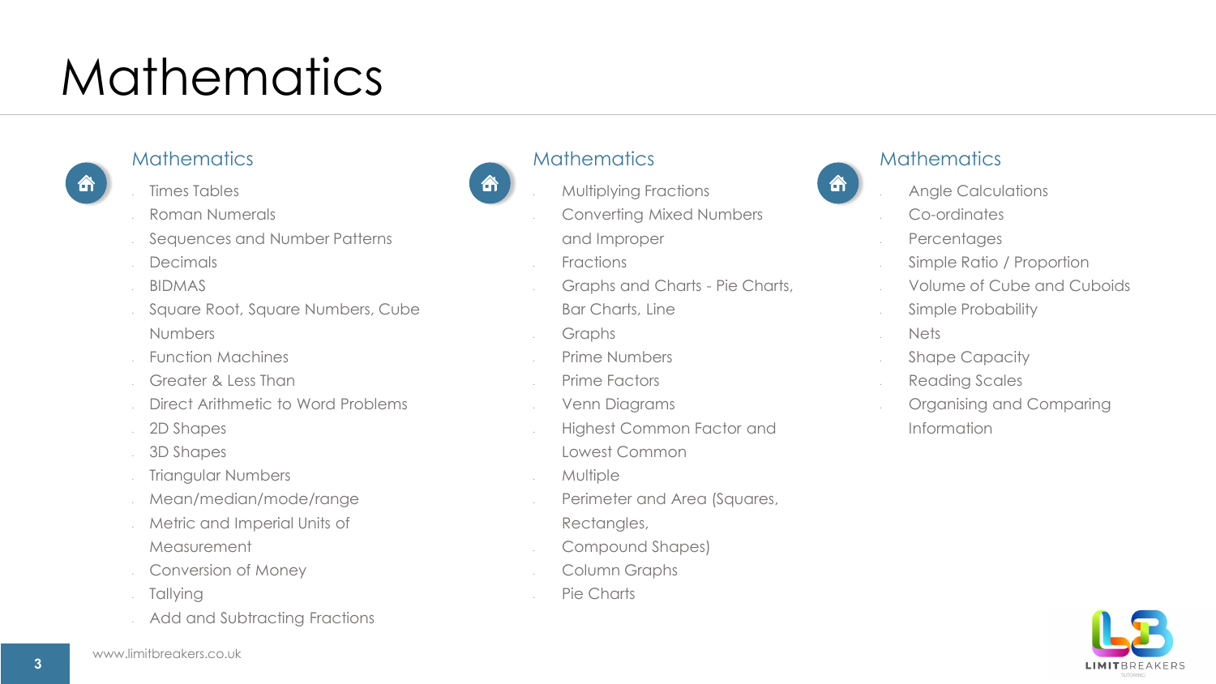# Mathematics

## Mathematics

- Times Tables
- Roman Numerals
- Sequences and Number Patterns
- Decimals
- BIDMAS
- Square Root, Square Numbers, Cube Numbers
- Function Machines
- Greater & Less Than
- Direct Arithmetic to Word Problems
- 2D Shapes
- 3D Shapes
- Triangular Numbers
- Mean/median/mode/range
- Metric and Imperial Units of Measurement
- Conversion of Money
- Tallying
- Add and Subtracting Fractions

## Mathematics

- Multiplying Fractions
- Converting Mixed Numbers and Improper Fractions
- Graphs and Charts - Pie Charts, Bar Charts, Line Graphs
- Prime Numbers
- Prime Factors
- Venn Diagrams
- Highest Common Factor and Lowest Common Multiple
- Perimeter and Area (Squares, Rectangles, Compound Shapes)
- Column Graphs
- Pie Charts

## Mathematics

- Angle Calculations
- Co-ordinates
- Percentages
- Simple Ratio / Proportion
- Volume of Cube and Cuboids
- Simple Probability
- Nets
- Shape Capacity
- Reading Scales
- Organising and Comparing Information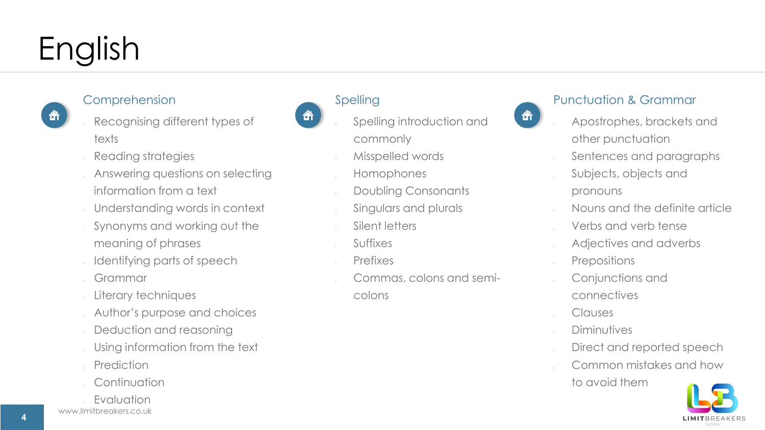# English

## Comprehension

- Recognising different types of texts
- Reading strategies
- Answering questions on selecting information from a text
- Understanding words in context
- Synonyms and working out the meaning of phrases
- Identifying parts of speech
- Grammar
- Literary techniques
- Author's purpose and choices
- Deduction and reasoning
- Using information from the text
- Prediction
- Continuation
- Evaluation

## Spelling

- Spelling introduction and commonly
- Misspelled words
- Homophones
- Doubling Consonants
- Singulars and plurals
- Silent letters
- Suffixes
- Prefixes
- Commas, colons and semi-colons

## Punctuation & Grammar

- Apostrophes, brackets and other punctuation
- Sentences and paragraphs
- Subjects, objects and pronouns
- Nouns and the definite article
- Verbs and verb tense
- Adjectives and adverbs
- Prepositions
- Conjunctions and connectives
- Clauses
- Diminutives
- Direct and reported speech
- Common mistakes and how to avoid them

www.limitbreakers.co.uk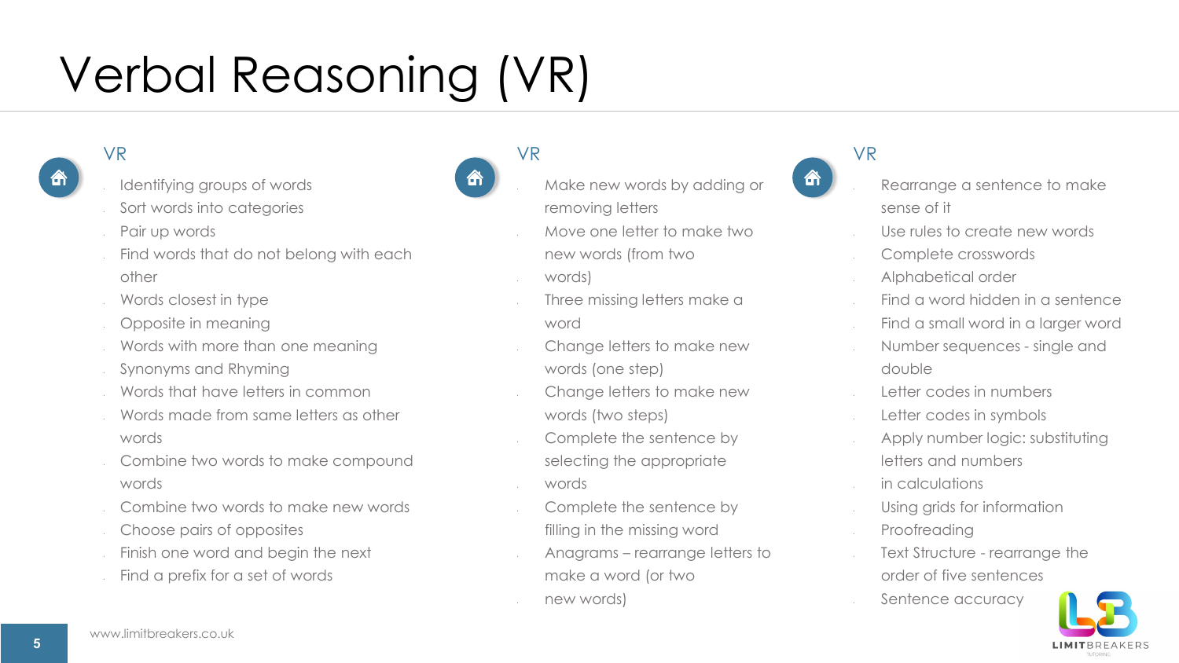# Verbal Reasoning (VR)

### VR

- Identifying groups of words
- Sort words into categories
- Pair up words
- Find words that do not belong with each other
- Words closest in type
- Opposite in meaning
- Words with more than one meaning
- Synonyms and Rhyming
- Words that have letters in common
- Words made from same letters as other words
- Combine two words to make compound words
- Combine two words to make new words
- Choose pairs of opposites
- Finish one word and begin the next
- Find a prefix for a set of words

### VR

- Make new words by adding or removing letters
- Move one letter to make two new words (from two words)
- Three missing letters make a word
- Change letters to make new words (one step)
- Change letters to make new words (two steps)
- Complete the sentence by selecting the appropriate words
- Complete the sentence by filling in the missing word
- Anagrams – rearrange letters to make a word (or two new words)

### VR

- Rearrange a sentence to make sense of it
- Use rules to create new words
- Complete crosswords
- Alphabetical order
- Find a word hidden in a sentence
- Find a small word in a larger word
- Number sequences - single and double
- Letter codes in numbers
- Letter codes in symbols
- Apply number logic: substituting letters and numbers in calculations
- Using grids for information
- Proofreading
- Text Structure - rearrange the order of five sentences
- Sentence accuracy

www.limitbreakers.co.uk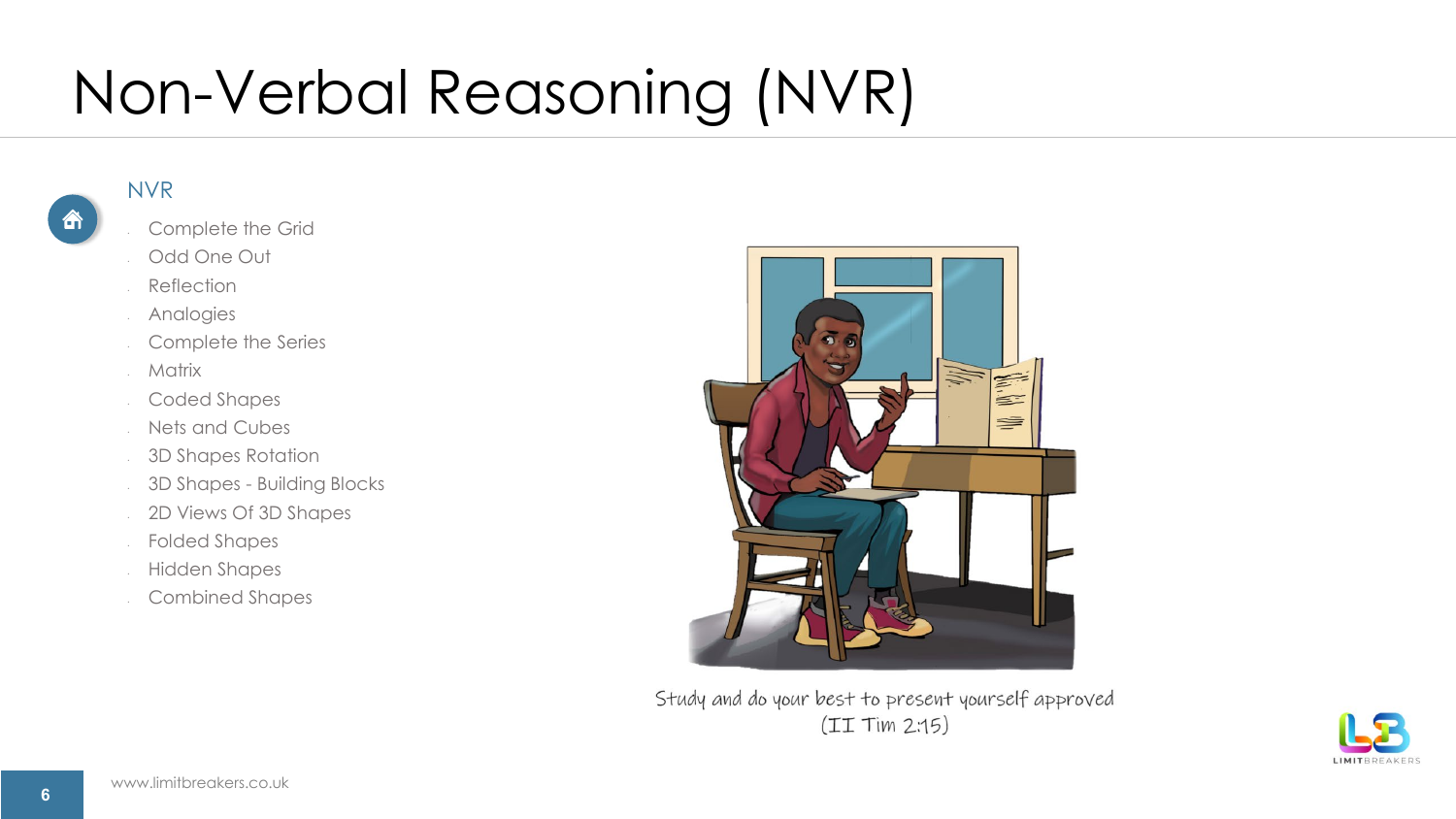# Non-Verbal Reasoning (NVR)

## NVR

- Complete the Grid
- Odd One Out
- Reflection
- Analogies
- Complete the Series
- Matrix
- Coded Shapes
- Nets and Cubes
- 3D Shapes Rotation
- 3D Shapes - Building Blocks
- 2D Views Of 3D Shapes
- Folded Shapes
- Hidden Shapes
- Combined Shapes

Study and do your best to present yourself approved
(II Tim 2:15)

www.limitbreakers.co.uk